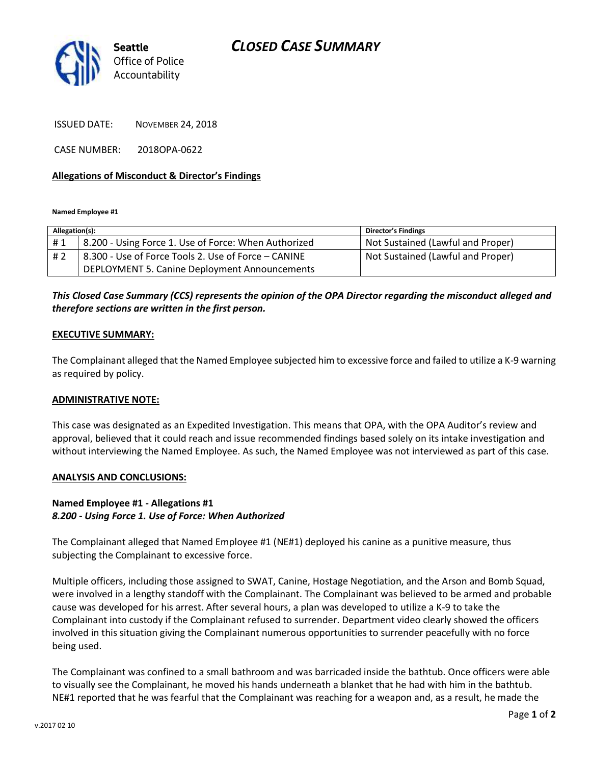# CLOSED CASE SUMMARY

**Seattle**
Office of Police Accountability

ISSUED DATE: NOVEMBER 24, 2018

CASE NUMBER: 2018OPA-0622

**Allegations of Misconduct & Director's Findings**

**Named Employee #1**

| Allegation(s): | | Director's Findings |
|---|---|---|
| # 1 | 8.200 - Using Force 1. Use of Force: When Authorized | Not Sustained (Lawful and Proper) |
| # 2 | 8.300 - Use of Force Tools 2. Use of Force – CANINE DEPLOYMENT 5. Canine Deployment Announcements | Not Sustained (Lawful and Proper) |

***This Closed Case Summary (CCS) represents the opinion of the OPA Director regarding the misconduct alleged and therefore sections are written in the first person.***

**EXECUTIVE SUMMARY:**

The Complainant alleged that the Named Employee subjected him to excessive force and failed to utilize a K-9 warning as required by policy.

**ADMINISTRATIVE NOTE:**

This case was designated as an Expedited Investigation. This means that OPA, with the OPA Auditor's review and approval, believed that it could reach and issue recommended findings based solely on its intake investigation and without interviewing the Named Employee. As such, the Named Employee was not interviewed as part of this case.

**ANALYSIS AND CONCLUSIONS:**

**Named Employee #1 - Allegations #1**
***8.200 - Using Force 1. Use of Force: When Authorized***

The Complainant alleged that Named Employee #1 (NE#1) deployed his canine as a punitive measure, thus subjecting the Complainant to excessive force.

Multiple officers, including those assigned to SWAT, Canine, Hostage Negotiation, and the Arson and Bomb Squad, were involved in a lengthy standoff with the Complainant. The Complainant was believed to be armed and probable cause was developed for his arrest. After several hours, a plan was developed to utilize a K-9 to take the Complainant into custody if the Complainant refused to surrender. Department video clearly showed the officers involved in this situation giving the Complainant numerous opportunities to surrender peacefully with no force being used.

The Complainant was confined to a small bathroom and was barricaded inside the bathtub. Once officers were able to visually see the Complainant, he moved his hands underneath a blanket that he had with him in the bathtub. NE#1 reported that he was fearful that the Complainant was reaching for a weapon and, as a result, he made the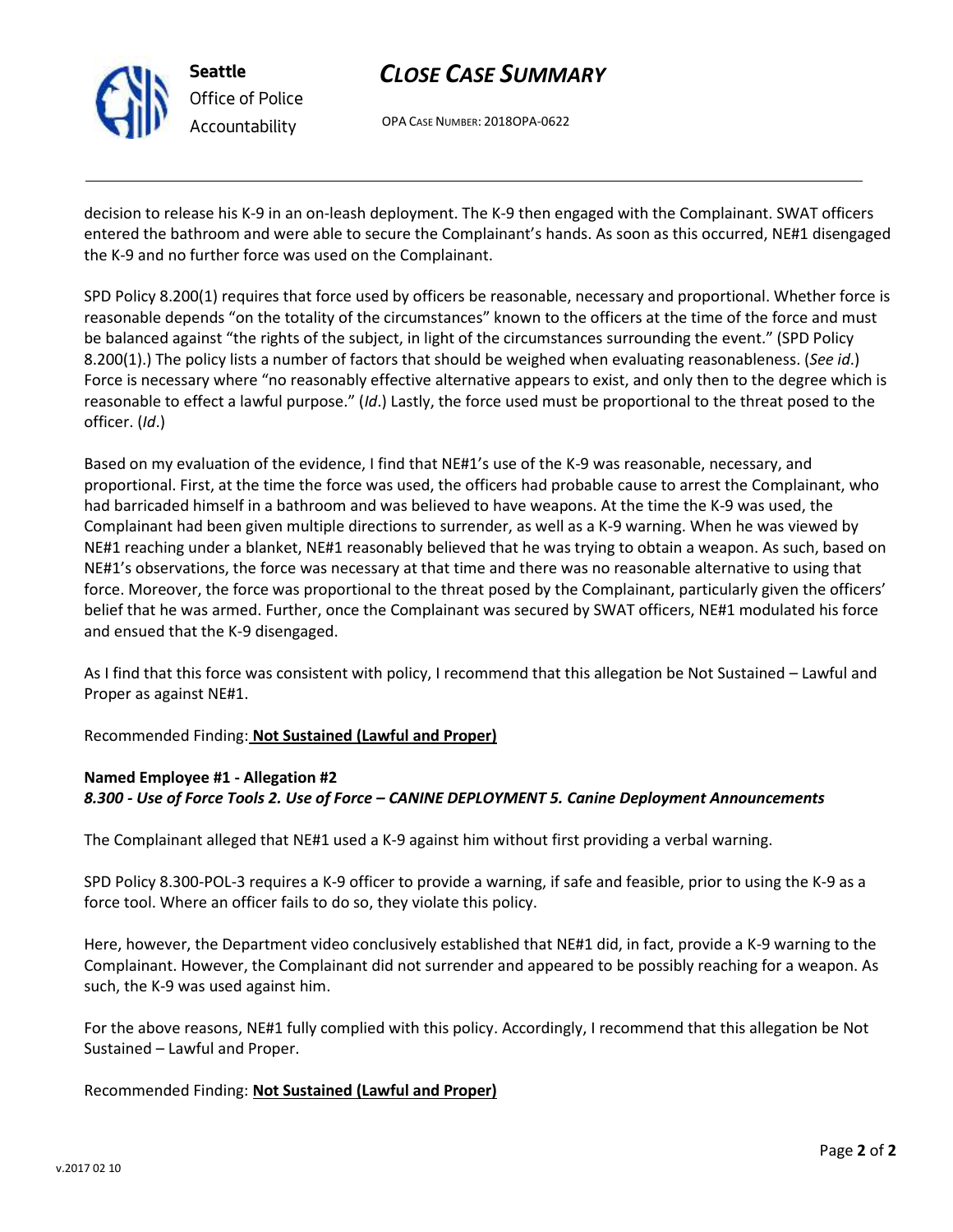decision to release his K-9 in an on-leash deployment. The K-9 then engaged with the Complainant. SWAT officers entered the bathroom and were able to secure the Complainant's hands. As soon as this occurred, NE#1 disengaged the K-9 and no further force was used on the Complainant.

SPD Policy 8.200(1) requires that force used by officers be reasonable, necessary and proportional. Whether force is reasonable depends "on the totality of the circumstances" known to the officers at the time of the force and must be balanced against "the rights of the subject, in light of the circumstances surrounding the event." (SPD Policy 8.200(1).) The policy lists a number of factors that should be weighed when evaluating reasonableness. (*See id.*) Force is necessary where "no reasonably effective alternative appears to exist, and only then to the degree which is reasonable to effect a lawful purpose." (*Id*.) Lastly, the force used must be proportional to the threat posed to the officer. (*Id*.)

Based on my evaluation of the evidence, I find that NE#1's use of the K-9 was reasonable, necessary, and proportional. First, at the time the force was used, the officers had probable cause to arrest the Complainant, who had barricaded himself in a bathroom and was believed to have weapons. At the time the K-9 was used, the Complainant had been given multiple directions to surrender, as well as a K-9 warning. When he was viewed by NE#1 reaching under a blanket, NE#1 reasonably believed that he was trying to obtain a weapon. As such, based on NE#1's observations, the force was necessary at that time and there was no reasonable alternative to using that force. Moreover, the force was proportional to the threat posed by the Complainant, particularly given the officers' belief that he was armed. Further, once the Complainant was secured by SWAT officers, NE#1 modulated his force and ensued that the K-9 disengaged.

As I find that this force was consistent with policy, I recommend that this allegation be Not Sustained – Lawful and Proper as against NE#1.

Recommended Finding: **Not Sustained (Lawful and Proper)**

**Named Employee #1 - Allegation #2**
***8.300 - Use of Force Tools 2. Use of Force – CANINE DEPLOYMENT 5. Canine Deployment Announcements***

The Complainant alleged that NE#1 used a K-9 against him without first providing a verbal warning.

SPD Policy 8.300-POL-3 requires a K-9 officer to provide a warning, if safe and feasible, prior to using the K-9 as a force tool. Where an officer fails to do so, they violate this policy.

Here, however, the Department video conclusively established that NE#1 did, in fact, provide a K-9 warning to the Complainant. However, the Complainant did not surrender and appeared to be possibly reaching for a weapon. As such, the K-9 was used against him.

For the above reasons, NE#1 fully complied with this policy. Accordingly, I recommend that this allegation be Not Sustained – Lawful and Proper.

Recommended Finding: **Not Sustained (Lawful and Proper)**